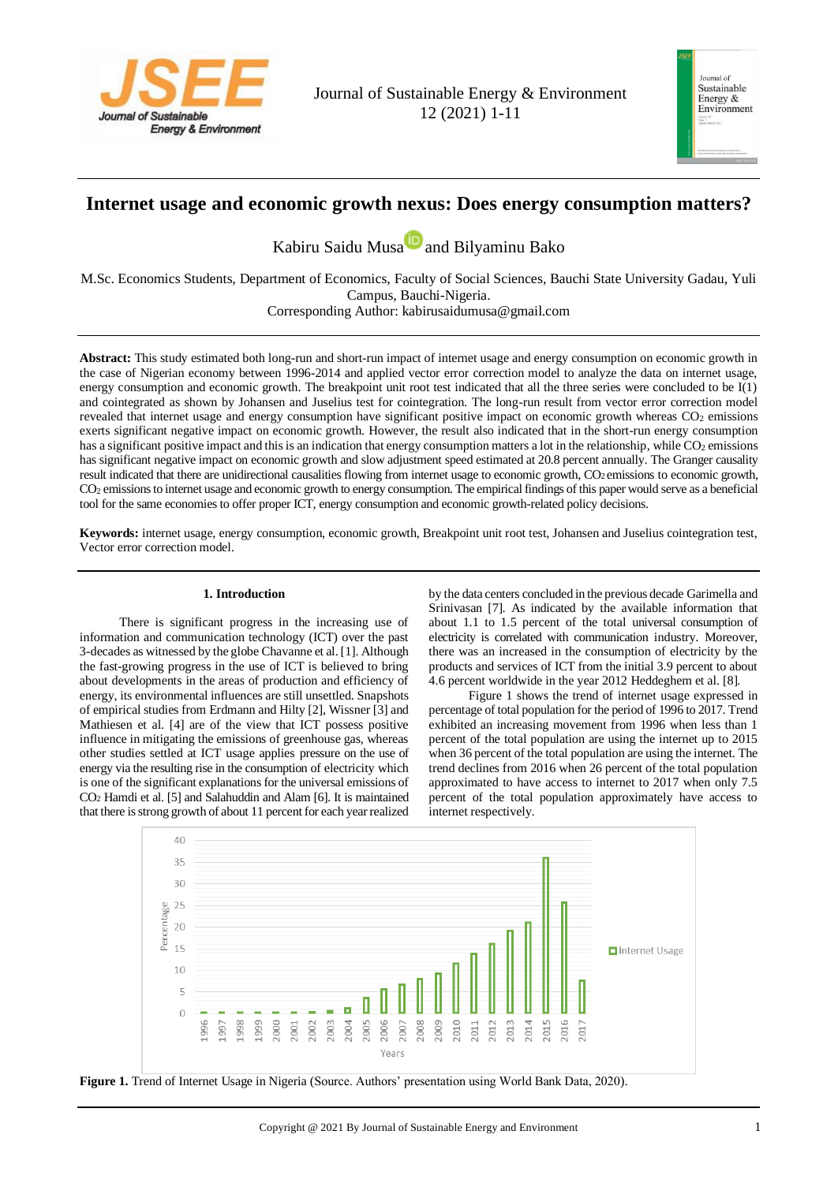# Internet usage and economic growth nexus: Does energy consumption matters?

Kabiru Saidu Musa and Bilyaminu Bako

M.Sc. Economics Students, Department of Economics, Faculty of Social Sciences, Bauchi State University Gadau, Yuli Campus, Bauchi-Nigeria.
Corresponding Author: kabirusaidumusa@gmail.com

**Abstract:** This study estimated both long-run and short-run impact of internet usage and energy consumption on economic growth in the case of Nigerian economy between 1996-2014 and applied vector error correction model to analyze the data on internet usage, energy consumption and economic growth. The breakpoint unit root test indicated that all the three series were concluded to be I(1) and cointegrated as shown by Johansen and Juselius test for cointegration. The long-run result from vector error correction model revealed that internet usage and energy consumption have significant positive impact on economic growth whereas $CO_2$ emissions exerts significant negative impact on economic growth. However, the result also indicated that in the short-run energy consumption has a significant positive impact and this is an indication that energy consumption matters a lot in the relationship, while $CO_2$ emissions has significant negative impact on economic growth and slow adjustment speed estimated at 20.8 percent annually. The Granger causality result indicated that there are unidirectional causalities flowing from internet usage to economic growth, $CO_2$ emissions to economic growth, $CO_2$ emissions to internet usage and economic growth to energy consumption. The empirical findings of this paper would serve as a beneficial tool for the same economies to offer proper ICT, energy consumption and economic growth-related policy decisions.

**Keywords:** internet usage, energy consumption, economic growth, Breakpoint unit root test, Johansen and Juselius cointegration test, Vector error correction model.

## 1. Introduction

There is significant progress in the increasing use of information and communication technology (ICT) over the past 3-decades as witnessed by the globe Chavanne et al. [1]. Although the fast-growing progress in the use of ICT is believed to bring about developments in the areas of production and efficiency of energy, its environmental influences are still unsettled. Snapshots of empirical studies from Erdmann and Hilty [2], Wissner [3] and Mathiesen et al. [4] are of the view that ICT possess positive influence in mitigating the emissions of greenhouse gas, whereas other studies settled at ICT usage applies pressure on the use of energy via the resulting rise in the consumption of electricity which is one of the significant explanations for the universal emissions of $CO_2$ Hamdi et al. [5] and Salahuddin and Alam [6]. It is maintained that there is strong growth of about 11 percent for each year realized by the data centers concluded in the previous decade Garimella and Srinivasan [7]. As indicated by the available information that about 1.1 to 1.5 percent of the total universal consumption of electricity is correlated with communication industry. Moreover, there was an increased in the consumption of electricity by the products and services of ICT from the initial 3.9 percent to about 4.6 percent worldwide in the year 2012 Heddeghem et al. [8].

Figure 1 shows the trend of internet usage expressed in percentage of total population for the period of 1996 to 2017. Trend exhibited an increasing movement from 1996 when less than 1 percent of the total population are using the internet up to 2015 when 36 percent of the total population are using the internet. The trend declines from 2016 when 26 percent of the total population approximated to have access to internet to 2017 when only 7.5 percent of the total population approximately have access to internet respectively.

Percentage
40
35
30
25
20
15
10
5
0
1996 1997 1998 1999 2000 2001 2002 2003 2004 2005 2006 2007 2008 2009 2010 2011 2012 2013 2014 2015 2016 2017
Years
Internet Usage

**Figure 1.** Trend of Internet Usage in Nigeria (Source. Authors' presentation using World Bank Data, 2020).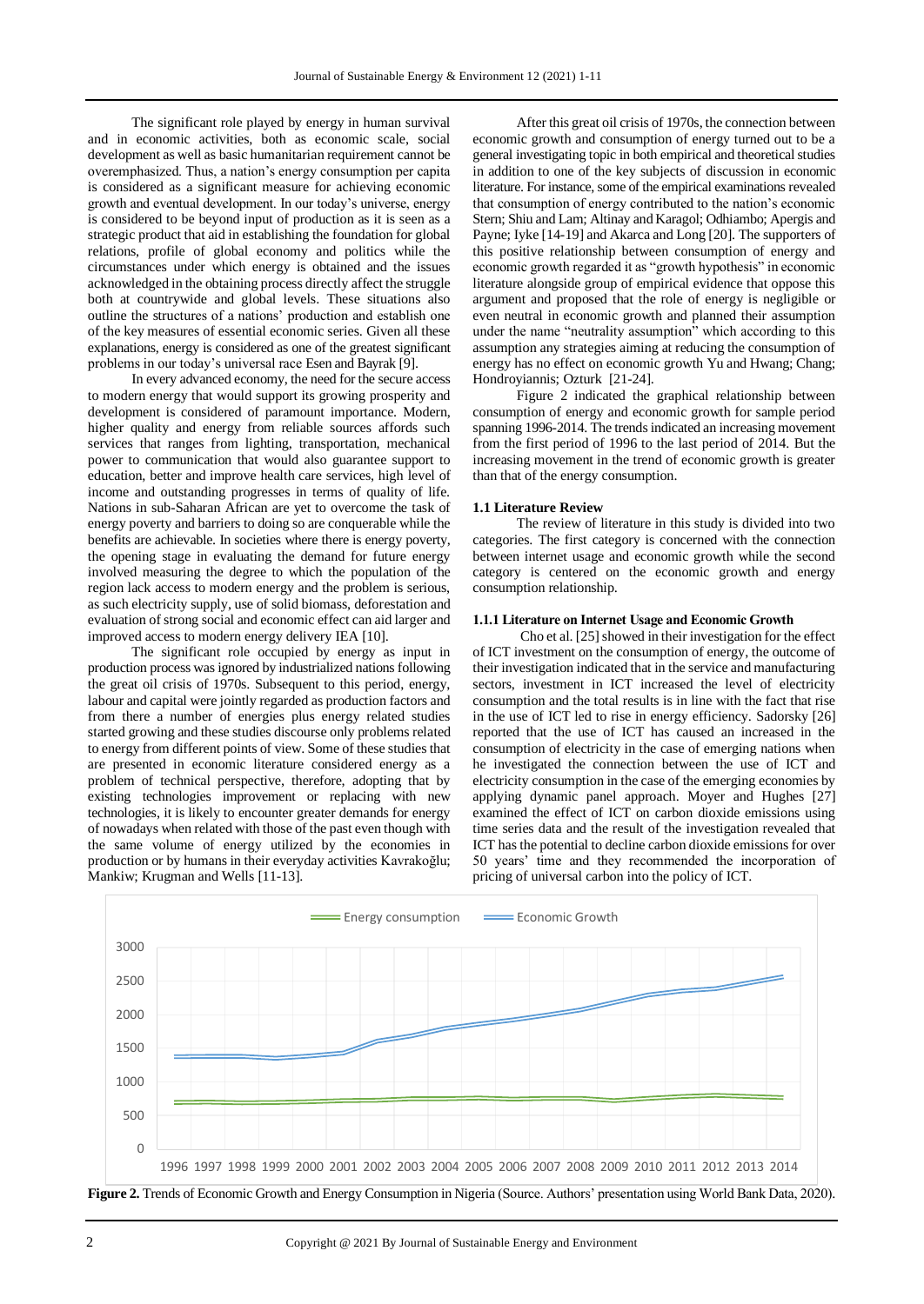The significant role played by energy in human survival and in economic activities, both as economic scale, social development as well as basic humanitarian requirement cannot be overemphasized. Thus, a nation's energy consumption per capita is considered as a significant measure for achieving economic growth and eventual development. In our today's universe, energy is considered to be beyond input of production as it is seen as a strategic product that aid in establishing the foundation for global relations, profile of global economy and politics while the circumstances under which energy is obtained and the issues acknowledged in the obtaining process directly affect the struggle both at countrywide and global levels. These situations also outline the structures of a nations' production and establish one of the key measures of essential economic series. Given all these explanations, energy is considered as one of the greatest significant problems in our today's universal race Esen and Bayrak [9].

In every advanced economy, the need for the secure access to modern energy that would support its growing prosperity and development is considered of paramount importance. Modern, higher quality and energy from reliable sources affords such services that ranges from lighting, transportation, mechanical power to communication that would also guarantee support to education, better and improve health care services, high level of income and outstanding progresses in terms of quality of life. Nations in sub-Saharan African are yet to overcome the task of energy poverty and barriers to doing so are conquerable while the benefits are achievable. In societies where there is energy poverty, the opening stage in evaluating the demand for future energy involved measuring the degree to which the population of the region lack access to modern energy and the problem is serious, as such electricity supply, use of solid biomass, deforestation and evaluation of strong social and economic effect can aid larger and improved access to modern energy delivery IEA [10].

The significant role occupied by energy as input in production process was ignored by industrialized nations following the great oil crisis of 1970s. Subsequent to this period, energy, labour and capital were jointly regarded as production factors and from there a number of energies plus energy related studies started growing and these studies discourse only problems related to energy from different points of view. Some of these studies that are presented in economic literature considered energy as a problem of technical perspective, therefore, adopting that by existing technologies improvement or replacing with new technologies, it is likely to encounter greater demands for energy of nowadays when related with those of the past even though with the same volume of energy utilized by the economies in production or by humans in their everyday activities Kavrakoğlu; Mankiw; Krugman and Wells [11-13].

After this great oil crisis of 1970s, the connection between economic growth and consumption of energy turned out to be a general investigating topic in both empirical and theoretical studies in addition to one of the key subjects of discussion in economic literature. For instance, some of the empirical examinations revealed that consumption of energy contributed to the nation's economic Stern; Shiu and Lam; Altinay and Karagol; Odhiambo; Apergis and Payne; Iyke [14-19] and Akarca and Long [20]. The supporters of this positive relationship between consumption of energy and economic growth regarded it as "growth hypothesis" in economic literature alongside group of empirical evidence that oppose this argument and proposed that the role of energy is negligible or even neutral in economic growth and planned their assumption under the name "neutrality assumption" which according to this assumption any strategies aiming at reducing the consumption of energy has no effect on economic growth Yu and Hwang; Chang; Hondroyiannis; Ozturk [21-24].

Figure 2 indicated the graphical relationship between consumption of energy and economic growth for sample period spanning 1996-2014. The trends indicated an increasing movement from the first period of 1996 to the last period of 2014. But the increasing movement in the trend of economic growth is greater than that of the energy consumption.

### 1.1 Literature Review

The review of literature in this study is divided into two categories. The first category is concerned with the connection between internet usage and economic growth while the second category is centered on the economic growth and energy consumption relationship.

#### 1.1.1 Literature on Internet Usage and Economic Growth

Cho et al. [25] showed in their investigation for the effect of ICT investment on the consumption of energy, the outcome of their investigation indicated that in the service and manufacturing sectors, investment in ICT increased the level of electricity consumption and the total results is in line with the fact that rise in the use of ICT led to rise in energy efficiency. Sadorsky [26] reported that the use of ICT has caused an increased in the consumption of electricity in the case of emerging nations when he investigated the connection between the use of ICT and electricity consumption in the case of the emerging economies by applying dynamic panel approach. Moyer and Hughes [27] examined the effect of ICT on carbon dioxide emissions using time series data and the result of the investigation revealed that ICT has the potential to decline carbon dioxide emissions for over 50 years' time and they recommended the incorporation of pricing of universal carbon into the policy of ICT.

Energy consumption
Economic Growth

3000
2500
2000
1500
1000
500
0

1996 1997 1998 1999 2000 2001 2002 2003 2004 2005 2006 2007 2008 2009 2010 2011 2012 2013 2014

**Figure 2.** Trends of Economic Growth and Energy Consumption in Nigeria (Source. Authors' presentation using World Bank Data, 2020).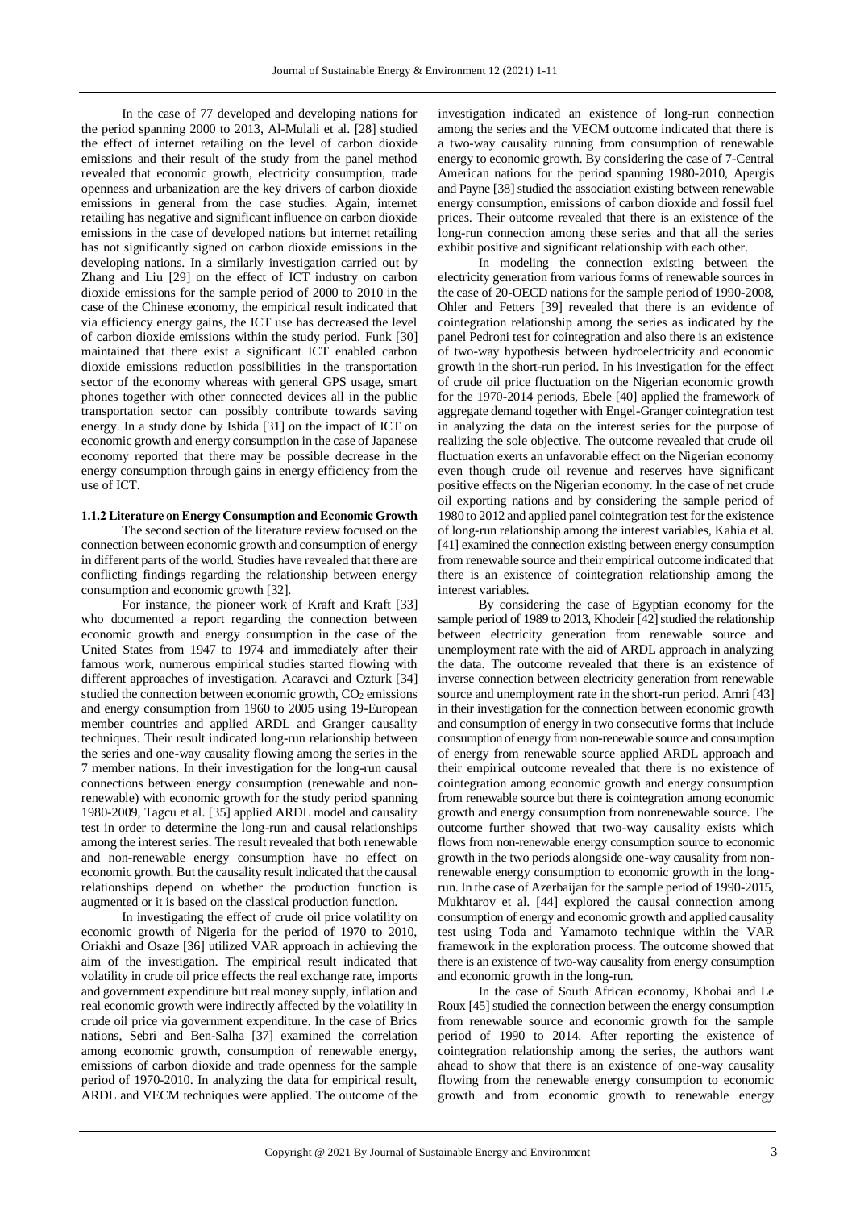In the case of 77 developed and developing nations for the period spanning 2000 to 2013, Al-Mulali et al. [28] studied the effect of internet retailing on the level of carbon dioxide emissions and their result of the study from the panel method revealed that economic growth, electricity consumption, trade openness and urbanization are the key drivers of carbon dioxide emissions in general from the case studies. Again, internet retailing has negative and significant influence on carbon dioxide emissions in the case of developed nations but internet retailing has not significantly signed on carbon dioxide emissions in the developing nations. In a similarly investigation carried out by Zhang and Liu [29] on the effect of ICT industry on carbon dioxide emissions for the sample period of 2000 to 2010 in the case of the Chinese economy, the empirical result indicated that via efficiency energy gains, the ICT use has decreased the level of carbon dioxide emissions within the study period. Funk [30] maintained that there exist a significant ICT enabled carbon dioxide emissions reduction possibilities in the transportation sector of the economy whereas with general GPS usage, smart phones together with other connected devices all in the public transportation sector can possibly contribute towards saving energy. In a study done by Ishida [31] on the impact of ICT on economic growth and energy consumption in the case of Japanese economy reported that there may be possible decrease in the energy consumption through gains in energy efficiency from the use of ICT.

### 1.1.2 Literature on Energy Consumption and Economic Growth

The second section of the literature review focused on the connection between economic growth and consumption of energy in different parts of the world. Studies have revealed that there are conflicting findings regarding the relationship between energy consumption and economic growth [32].

For instance, the pioneer work of Kraft and Kraft [33] who documented a report regarding the connection between economic growth and energy consumption in the case of the United States from 1947 to 1974 and immediately after their famous work, numerous empirical studies started flowing with different approaches of investigation. Acaravci and Ozturk [34] studied the connection between economic growth, $CO_2$ emissions and energy consumption from 1960 to 2005 using 19-European member countries and applied ARDL and Granger causality techniques. Their result indicated long-run relationship between the series and one-way causality flowing among the series in the 7 member nations. In their investigation for the long-run causal connections between energy consumption (renewable and non-renewable) with economic growth for the study period spanning 1980-2009, Tagcu et al. [35] applied ARDL model and causality test in order to determine the long-run and causal relationships among the interest series. The result revealed that both renewable and non-renewable energy consumption have no effect on economic growth. But the causality result indicated that the causal relationships depend on whether the production function is augmented or it is based on the classical production function.

In investigating the effect of crude oil price volatility on economic growth of Nigeria for the period of 1970 to 2010, Oriakhi and Osaze [36] utilized VAR approach in achieving the aim of the investigation. The empirical result indicated that volatility in crude oil price effects the real exchange rate, imports and government expenditure but real money supply, inflation and real economic growth were indirectly affected by the volatility in crude oil price via government expenditure. In the case of Brics nations, Sebri and Ben-Salha [37] examined the correlation among economic growth, consumption of renewable energy, emissions of carbon dioxide and trade openness for the sample period of 1970-2010. In analyzing the data for empirical result, ARDL and VECM techniques were applied. The outcome of the investigation indicated an existence of long-run connection among the series and the VECM outcome indicated that there is a two-way causality running from consumption of renewable energy to economic growth. By considering the case of 7-Central American nations for the period spanning 1980-2010, Apergis and Payne [38] studied the association existing between renewable energy consumption, emissions of carbon dioxide and fossil fuel prices. Their outcome revealed that there is an existence of the long-run connection among these series and that all the series exhibit positive and significant relationship with each other.

In modeling the connection existing between the electricity generation from various forms of renewable sources in the case of 20-OECD nations for the sample period of 1990-2008, Ohler and Fetters [39] revealed that there is an evidence of cointegration relationship among the series as indicated by the panel Pedroni test for cointegration and also there is an existence of two-way hypothesis between hydroelectricity and economic growth in the short-run period. In his investigation for the effect of crude oil price fluctuation on the Nigerian economic growth for the 1970-2014 periods, Ebele [40] applied the framework of aggregate demand together with Engel-Granger cointegration test in analyzing the data on the interest series for the purpose of realizing the sole objective. The outcome revealed that crude oil fluctuation exerts an unfavorable effect on the Nigerian economy even though crude oil revenue and reserves have significant positive effects on the Nigerian economy. In the case of net crude oil exporting nations and by considering the sample period of 1980 to 2012 and applied panel cointegration test for the existence of long-run relationship among the interest variables, Kahia et al. [41] examined the connection existing between energy consumption from renewable source and their empirical outcome indicated that there is an existence of cointegration relationship among the interest variables.

By considering the case of Egyptian economy for the sample period of 1989 to 2013, Khodeir [42] studied the relationship between electricity generation from renewable source and unemployment rate with the aid of ARDL approach in analyzing the data. The outcome revealed that there is an existence of inverse connection between electricity generation from renewable source and unemployment rate in the short-run period. Amri [43] in their investigation for the connection between economic growth and consumption of energy in two consecutive forms that include consumption of energy from non-renewable source and consumption of energy from renewable source applied ARDL approach and their empirical outcome revealed that there is no existence of cointegration among economic growth and energy consumption from renewable source but there is cointegration among economic growth and energy consumption from nonrenewable source. The outcome further showed that two-way causality exists which flows from non-renewable energy consumption source to economic growth in the two periods alongside one-way causality from non-renewable energy consumption to economic growth in the long-run. In the case of Azerbaijan for the sample period of 1990-2015, Mukhtarov et al. [44] explored the causal connection among consumption of energy and economic growth and applied causality test using Toda and Yamamoto technique within the VAR framework in the exploration process. The outcome showed that there is an existence of two-way causality from energy consumption and economic growth in the long-run.

In the case of South African economy, Khobai and Le Roux [45] studied the connection between the energy consumption from renewable source and economic growth for the sample period of 1990 to 2014. After reporting the existence of cointegration relationship among the series, the authors want ahead to show that there is an existence of one-way causality flowing from the renewable energy consumption to economic growth and from economic growth to renewable energy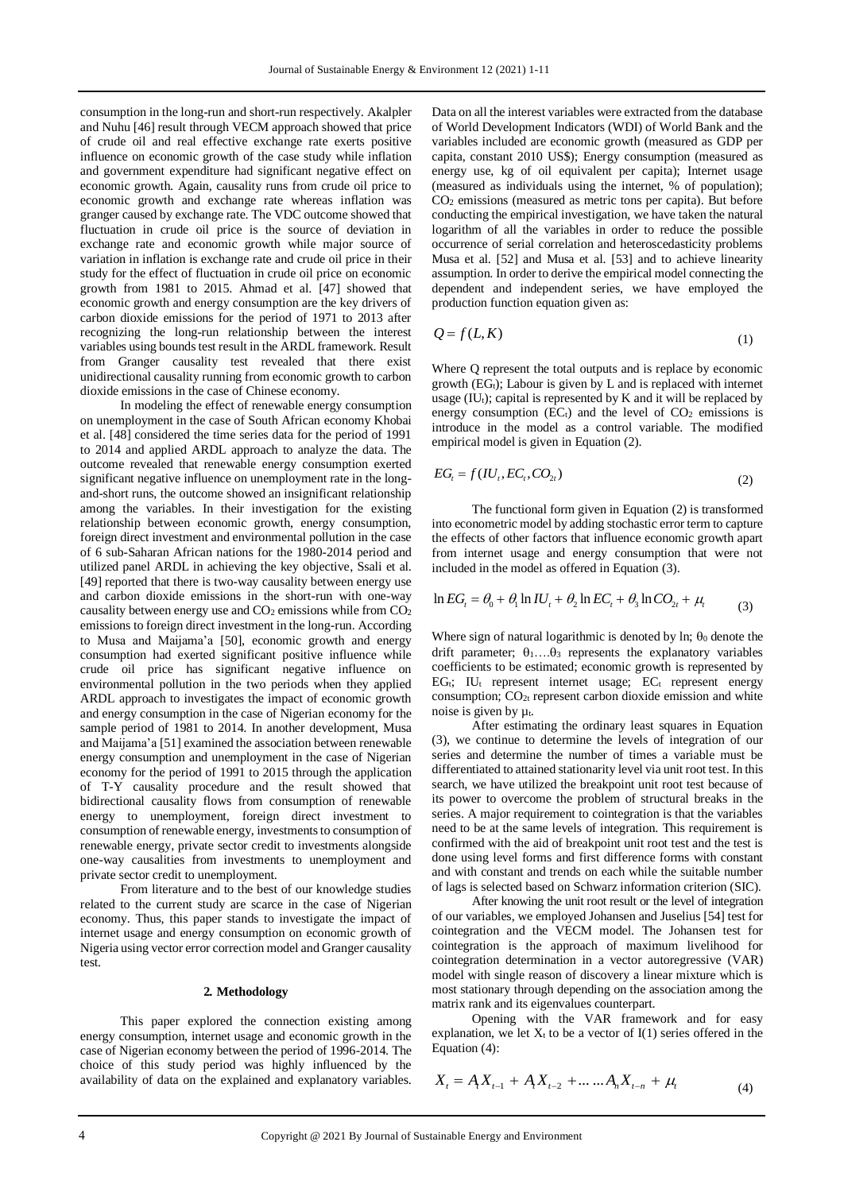consumption in the long-run and short-run respectively. Akalpler and Nuhu [46] result through VECM approach showed that price of crude oil and real effective exchange rate exerts positive influence on economic growth of the case study while inflation and government expenditure had significant negative effect on economic growth. Again, causality runs from crude oil price to economic growth and exchange rate whereas inflation was granger caused by exchange rate. The VDC outcome showed that fluctuation in crude oil price is the source of deviation in exchange rate and economic growth while major source of variation in inflation is exchange rate and crude oil price in their study for the effect of fluctuation in crude oil price on economic growth from 1981 to 2015. Ahmad et al. [47] showed that economic growth and energy consumption are the key drivers of carbon dioxide emissions for the period of 1971 to 2013 after recognizing the long-run relationship between the interest variables using bounds test result in the ARDL framework. Result from Granger causality test revealed that there exist unidirectional causality running from economic growth to carbon dioxide emissions in the case of Chinese economy.

In modeling the effect of renewable energy consumption on unemployment in the case of South African economy Khobai et al. [48] considered the time series data for the period of 1991 to 2014 and applied ARDL approach to analyze the data. The outcome revealed that renewable energy consumption exerted significant negative influence on unemployment rate in the long-and-short runs, the outcome showed an insignificant relationship among the variables. In their investigation for the existing relationship between economic growth, energy consumption, foreign direct investment and environmental pollution in the case of 6 sub-Saharan African nations for the 1980-2014 period and utilized panel ARDL in achieving the key objective, Ssali et al. [49] reported that there is two-way causality between energy use and carbon dioxide emissions in the short-run with one-way causality between energy use and $CO_2$ emissions while from $CO_2$ emissions to foreign direct investment in the long-run. According to Musa and Maijama'a [50], economic growth and energy consumption had exerted significant positive influence while crude oil price has significant negative influence on environmental pollution in the two periods when they applied ARDL approach to investigates the impact of economic growth and energy consumption in the case of Nigerian economy for the sample period of 1981 to 2014. In another development, Musa and Maijama'a [51] examined the association between renewable energy consumption and unemployment in the case of Nigerian economy for the period of 1991 to 2015 through the application of T-Y causality procedure and the result showed that bidirectional causality flows from consumption of renewable energy to unemployment, foreign direct investment to consumption of renewable energy, investments to consumption of renewable energy, private sector credit to investments alongside one-way causalities from investments to unemployment and private sector credit to unemployment.

From literature and to the best of our knowledge studies related to the current study are scarce in the case of Nigerian economy. Thus, this paper stands to investigate the impact of internet usage and energy consumption on economic growth of Nigeria using vector error correction model and Granger causality test.

## 2. Methodology

This paper explored the connection existing among energy consumption, internet usage and economic growth in the case of Nigerian economy between the period of 1996-2014. The choice of this study period was highly influenced by the availability of data on the explained and explanatory variables. Data on all the interest variables were extracted from the database of World Development Indicators (WDI) of World Bank and the variables included are economic growth (measured as GDP per capita, constant 2010 US$); Energy consumption (measured as energy use, kg of oil equivalent per capita); Internet usage (measured as individuals using the internet, % of population); $CO_2$ emissions (measured as metric tons per capita). But before conducting the empirical investigation, we have taken the natural logarithm of all the variables in order to reduce the possible occurrence of serial correlation and heteroscedasticity problems Musa et al. [52] and Musa et al. [53] and to achieve linearity assumption. In order to derive the empirical model connecting the dependent and independent series, we have employed the production function equation given as:

$$Q = f(L, K) \tag{1}$$

Where Q represent the total outputs and is replace by economic growth ($EG_t$); Labour is given by L and is replaced with internet usage ($IU_t$); capital is represented by K and it will be replaced by energy consumption ($EC_t$) and the level of $CO_2$ emissions is introduce in the model as a control variable. The modified empirical model is given in Equation (2).

$$EG_t = f(IU_t, EC_t, CO_{2t}) \tag{2}$$

The functional form given in Equation (2) is transformed into econometric model by adding stochastic error term to capture the effects of other factors that influence economic growth apart from internet usage and energy consumption that were not included in the model as offered in Equation (3).

$$\ln EG_t = \theta_0 + \theta_1 \ln IU_t + \theta_2 \ln EC_t + \theta_3 \ln CO_{2t} + \mu_t \tag{3}$$

Where sign of natural logarithmic is denoted by ln; $\theta_0$ denote the drift parameter; $\theta_1 \ldots \theta_3$ represents the explanatory variables coefficients to be estimated; economic growth is represented by $EG_t$; $IU_t$ represent internet usage; $EC_t$ represent energy consumption; $CO_{2t}$ represent carbon dioxide emission and white noise is given by $\mu_t$.

After estimating the ordinary least squares in Equation (3), we continue to determine the levels of integration of our series and determine the number of times a variable must be differentiated to attained stationarity level via unit root test. In this search, we have utilized the breakpoint unit root test because of its power to overcome the problem of structural breaks in the series. A major requirement to cointegration is that the variables need to be at the same levels of integration. This requirement is confirmed with the aid of breakpoint unit root test and the test is done using level forms and first difference forms with constant and with constant and trends on each while the suitable number of lags is selected based on Schwarz information criterion (SIC).

After knowing the unit root result or the level of integration of our variables, we employed Johansen and Juselius [54] test for cointegration and the VECM model. The Johansen test for cointegration is the approach of maximum livelihood for cointegration determination in a vector autoregressive (VAR) model with single reason of discovery a linear mixture which is most stationary through depending on the association among the matrix rank and its eigenvalues counterpart.

Opening with the VAR framework and for easy explanation, we let $X_t$ to be a vector of I(1) series offered in the Equation (4):

$$X_t = A_1 X_{t-1} + A_1 X_{t-2} + \ldots \ldots A_n X_{t-n} + \mu_t \tag{4}$$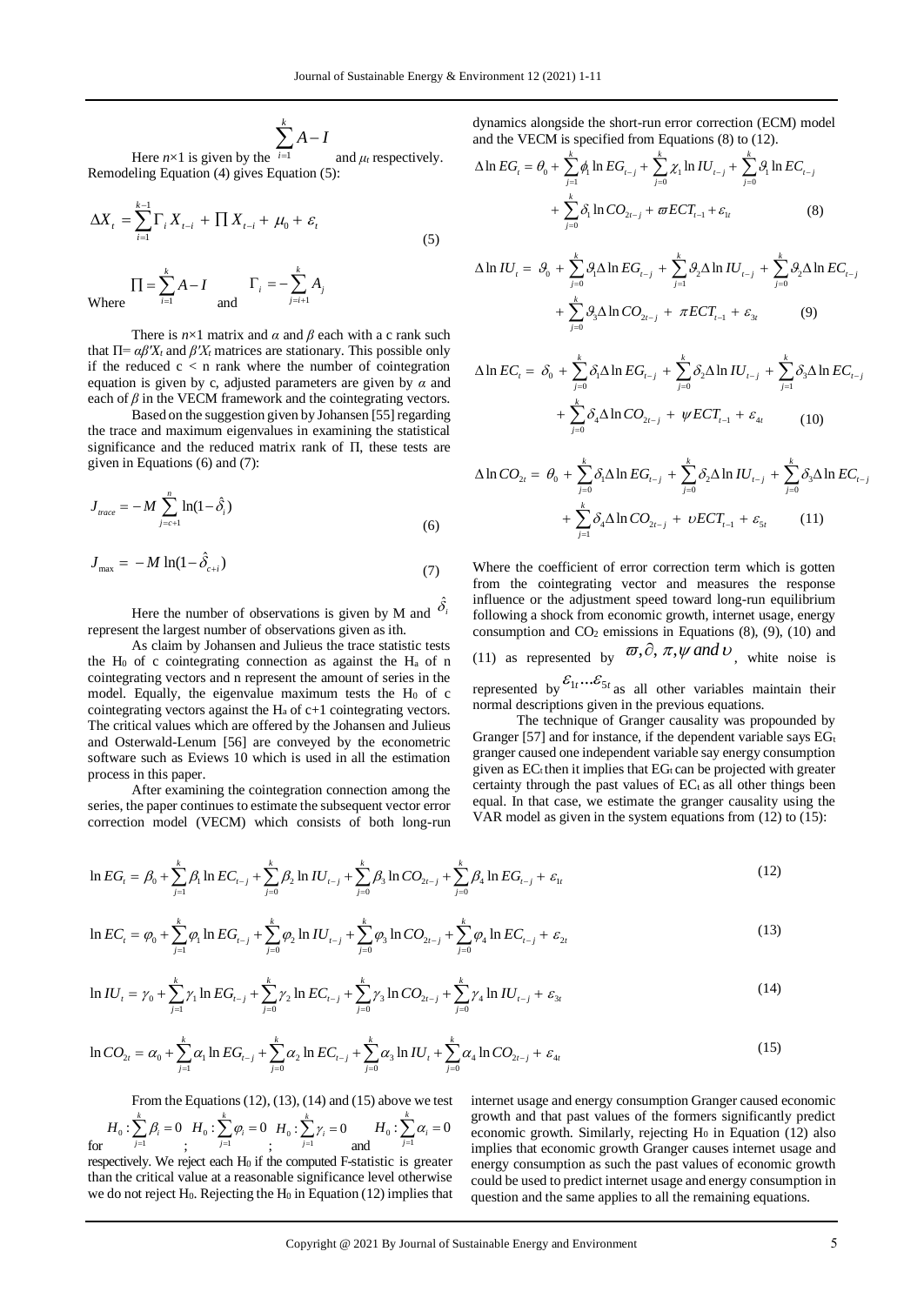Here $n$×1 is given by the $\sum_{i=1}^{k} A - I$ and $\mu_t$ respectively. Remodeling Equation (4) gives Equation (5):

$$\Delta X_t = \sum_{i=1}^{k-1} \Gamma_i X_{t-i} + \prod X_{t-i} + \mu_0 + \varepsilon_t \tag{5}$$

Where $\prod = \sum_{i=1}^{k} A - I$ and $\Gamma_i = -\sum_{j=i+1}^{k} A_j$

There is $n$×1 matrix and $\alpha$ and $\beta$ each with a c rank such that $\Pi = \alpha\beta' X_t$ and $\beta' X_t$ matrices are stationary. This possible only if the reduced c < n rank where the number of cointegration equation is given by c, adjusted parameters are given by $\alpha$ and each of $\beta$ in the VECM framework and the cointegrating vectors.

Based on the suggestion given by Johansen [55] regarding the trace and maximum eigenvalues in examining the statistical significance and the reduced matrix rank of Π, these tests are given in Equations (6) and (7):

$$J_{trace} = -M \sum_{j=c+1}^{n} \ln(1 - \hat{\delta}_i) \tag{6}$$

$$J_{\max} = -M \ln(1 - \hat{\delta}_{c+i}) \tag{7}$$

Here the number of observations is given by M and $\hat{\delta}_i$ represent the largest number of observations given as ith.

As claim by Johansen and Julieus the trace statistic tests the $H_0$ of c cointegrating connection as against the $H_a$ of n cointegrating vectors and n represent the amount of series in the model. Equally, the eigenvalue maximum tests the $H_0$ of c cointegrating vectors against the $H_a$ of c+1 cointegrating vectors. The critical values which are offered by the Johansen and Julieus and Osterwald-Lenum [56] are conveyed by the econometric software such as Eviews 10 which is used in all the estimation process in this paper.

After examining the cointegration connection among the series, the paper continues to estimate the subsequent vector error correction model (VECM) which consists of both long-run dynamics alongside the short-run error correction (ECM) model and the VECM is specified from Equations (8) to (12).

$$\Delta \ln EG_t = \theta_0 + \sum_{j=1}^{k} \phi_1 \ln EG_{t-j} + \sum_{j=0}^{k} \chi_1 \ln IU_{t-j} + \sum_{j=0}^{k} \vartheta_1 \ln EC_{t-j} + \sum_{j=0}^{k} \delta_1 \ln CO_{2t-j} + \varpi ECT_{t-1} + \varepsilon_{1t} \tag{8}$$

$$\Delta \ln IU_t = \vartheta_0 + \sum_{j=0}^{k} \vartheta_1 \Delta \ln EG_{t-j} + \sum_{j=1}^{k} \vartheta_2 \Delta \ln IU_{t-j} + \sum_{j=0}^{k} \vartheta_2 \Delta \ln EC_{t-j} + \sum_{j=0}^{k} \vartheta_3 \Delta \ln CO_{2t-j} + \pi ECT_{t-1} + \varepsilon_{3t} \tag{9}$$

$$\Delta \ln EC_t = \delta_0 + \sum_{j=0}^{k} \delta_1 \Delta \ln EG_{t-j} + \sum_{j=0}^{k} \delta_2 \Delta \ln IU_{t-j} + \sum_{j=1}^{k} \delta_3 \Delta \ln EC_{t-j} + \sum_{j=0}^{k} \delta_4 \Delta \ln CO_{2t-j} + \psi ECT_{t-1} + \varepsilon_{4t} \tag{10}$$

$$\Delta \ln CO_{2t} = \theta_0 + \sum_{j=0}^{k} \delta_1 \Delta \ln EG_{t-j} + \sum_{j=0}^{k} \delta_2 \Delta \ln IU_{t-j} + \sum_{j=0}^{k} \delta_3 \Delta \ln EC_{t-j} + \sum_{j=1}^{k} \delta_4 \Delta \ln CO_{2t-j} + \upsilon ECT_{t-1} + \varepsilon_{5t} \tag{11}$$

Where the coefficient of error correction term which is gotten from the cointegrating vector and measures the response influence or the adjustment speed toward long-run equilibrium following a shock from economic growth, internet usage, energy consumption and $CO_2$ emissions in Equations (8), (9), (10) and (11) as represented by $\varpi, \partial, \pi, \psi$ *and* $\upsilon$, white noise is represented by $\varepsilon_{1t} \ldots \varepsilon_{5t}$ as all other variables maintain their normal descriptions given in the previous equations.

The technique of Granger causality was propounded by Granger [57] and for instance, if the dependent variable says $EG_t$ granger caused one independent variable say energy consumption given as $EC_t$ then it implies that $EG_t$ can be projected with greater certainty through the past values of $EC_t$ as all other things been equal. In that case, we estimate the granger causality using the VAR model as given in the system equations from (12) to (15):

$$\ln EG_t = \beta_0 + \sum_{j=1}^{k} \beta_1 \ln EC_{t-j} + \sum_{j=0}^{k} \beta_2 \ln IU_{t-j} + \sum_{j=0}^{k} \beta_3 \ln CO_{2t-j} + \sum_{j=0}^{k} \beta_4 \ln EG_{t-j} + \varepsilon_{1t} \tag{12}$$

$$\ln EC_t = \varphi_0 + \sum_{j=1}^{k} \varphi_1 \ln EG_{t-j} + \sum_{j=0}^{k} \varphi_2 \ln IU_{t-j} + \sum_{j=0}^{k} \varphi_3 \ln CO_{2t-j} + \sum_{j=0}^{k} \varphi_4 \ln EC_{t-j} + \varepsilon_{2t} \tag{13}$$

$$\ln IU_t = \gamma_0 + \sum_{j=1}^{k} \gamma_1 \ln EG_{t-j} + \sum_{j=0}^{k} \gamma_2 \ln EC_{t-j} + \sum_{j=0}^{k} \gamma_3 \ln CO_{2t-j} + \sum_{j=0}^{k} \gamma_4 \ln IU_{t-j} + \varepsilon_{3t} \tag{14}$$

$$\ln CO_{2t} = \alpha_0 + \sum_{j=1}^{k} \alpha_1 \ln EG_{t-j} + \sum_{j=0}^{k} \alpha_2 \ln EC_{t-j} + \sum_{j=0}^{k} \alpha_3 \ln IU_t + \sum_{j=0}^{k} \alpha_4 \ln CO_{2t-j} + \varepsilon_{4t} \tag{15}$$

From the Equations (12), (13), (14) and (15) above we test for $H_0 : \sum_{j=1}^{k} \beta_i = 0$ ; $H_0 : \sum_{j=1}^{k} \varphi_i = 0$ ; $H_0 : \sum_{j=1}^{k} \gamma_i = 0$ and $H_0 : \sum_{j=1}^{k} \alpha_i = 0$ respectively. We reject each $H_0$ if the computed F-statistic is greater than the critical value at a reasonable significance level otherwise we do not reject $H_0$. Rejecting the $H_0$ in Equation (12) implies that internet usage and energy consumption Granger caused economic growth and that past values of the formers significantly predict economic growth. Similarly, rejecting $H_0$ in Equation (12) also implies that economic growth Granger causes internet usage and energy consumption as such the past values of economic growth could be used to predict internet usage and energy consumption in question and the same applies to all the remaining equations.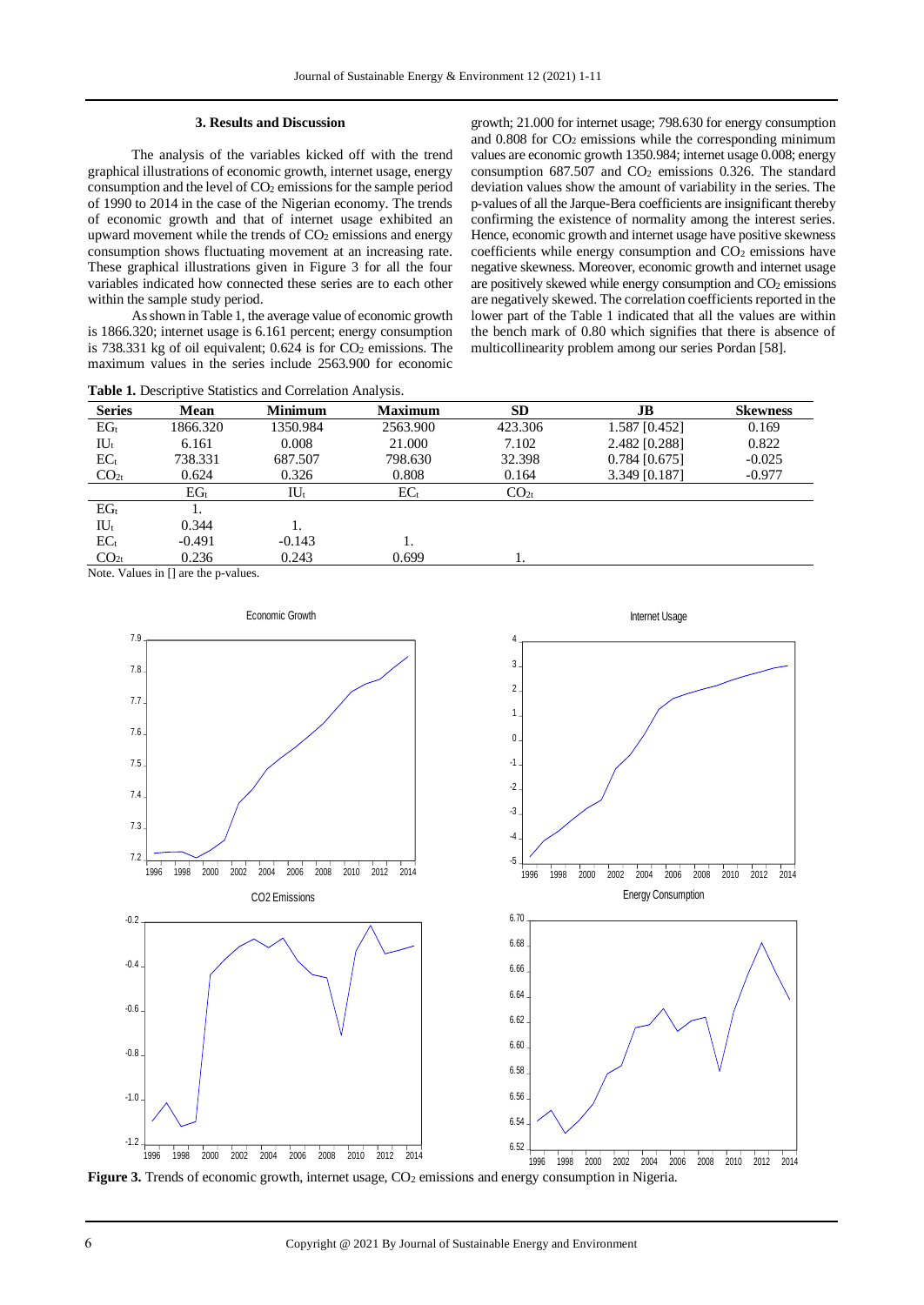### 3. Results and Discussion

The analysis of the variables kicked off with the trend graphical illustrations of economic growth, internet usage, energy consumption and the level of $CO_2$ emissions for the sample period of 1990 to 2014 in the case of the Nigerian economy. The trends of economic growth and that of internet usage exhibited an upward movement while the trends of $CO_2$ emissions and energy consumption shows fluctuating movement at an increasing rate. These graphical illustrations given in Figure 3 for all the four variables indicated how connected these series are to each other within the sample study period.

As shown in Table 1, the average value of economic growth is 1866.320; internet usage is 6.161 percent; energy consumption is 738.331 kg of oil equivalent; 0.624 is for $CO_2$ emissions. The maximum values in the series include 2563.900 for economic growth; 21.000 for internet usage; 798.630 for energy consumption and 0.808 for $CO_2$ emissions while the corresponding minimum values are economic growth 1350.984; internet usage 0.008; energy consumption 687.507 and $CO_2$ emissions 0.326. The standard deviation values show the amount of variability in the series. The p-values of all the Jarque-Bera coefficients are insignificant thereby confirming the existence of normality among the interest series. Hence, economic growth and internet usage have positive skewness coefficients while energy consumption and $CO_2$ emissions have negative skewness. Moreover, economic growth and internet usage are positively skewed while energy consumption and $CO_2$ emissions are negatively skewed. The correlation coefficients reported in the lower part of the Table 1 indicated that all the values are within the bench mark of 0.80 which signifies that there is absence of multicollinearity problem among our series Pordan [58].

**Table 1.** Descriptive Statistics and Correlation Analysis.

| Series | Mean | Minimum | Maximum | SD | JB | Skewness |
|---|---|---|---|---|---|---|
| $EG_t$ | 1866.320 | 1350.984 | 2563.900 | 423.306 | 1.587 [0.452] | 0.169 |
| $IU_t$ | 6.161 | 0.008 | 21.000 | 7.102 | 2.482 [0.288] | 0.822 |
| $EC_t$ | 738.331 | 687.507 | 798.630 | 32.398 | 0.784 [0.675] | -0.025 |
| $CO_{2t}$ | 0.624 | 0.326 | 0.808 | 0.164 | 3.349 [0.187] | -0.977 |
| | $EG_t$ | $IU_t$ | $EC_t$ | $CO_{2t}$ | | |
| $EG_t$ | 1. | | | | | |
| $IU_t$ | 0.344 | 1. | | | | |
| $EC_t$ | -0.491 | -0.143 | 1. | | | |
| $CO_{2t}$ | 0.236 | 0.243 | 0.699 | 1. | | |

Note. Values in [] are the p-values.

Economic Growth

7.9
7.8
7.7
7.6
7.5
7.4
7.3
7.2

1996 1998 2000 2002 2004 2006 2008 2010 2012 2014

Internet Usage

4
3
2
1
0
-1
-2
-3
-4
-5

1996 1998 2000 2002 2004 2006 2008 2010 2012 2014

CO2 Emissions

-0.2
-0.4
-0.6
-0.8
-1.0
-1.2

1996 1998 2000 2002 2004 2006 2008 2010 2012 2014

Energy Consumption

6.70
6.68
6.66
6.64
6.62
6.60
6.58
6.56
6.54
6.52

1996 1998 2000 2002 2004 2006 2008 2010 2012 2014

**Figure 3.** Trends of economic growth, internet usage, $CO_2$ emissions and energy consumption in Nigeria.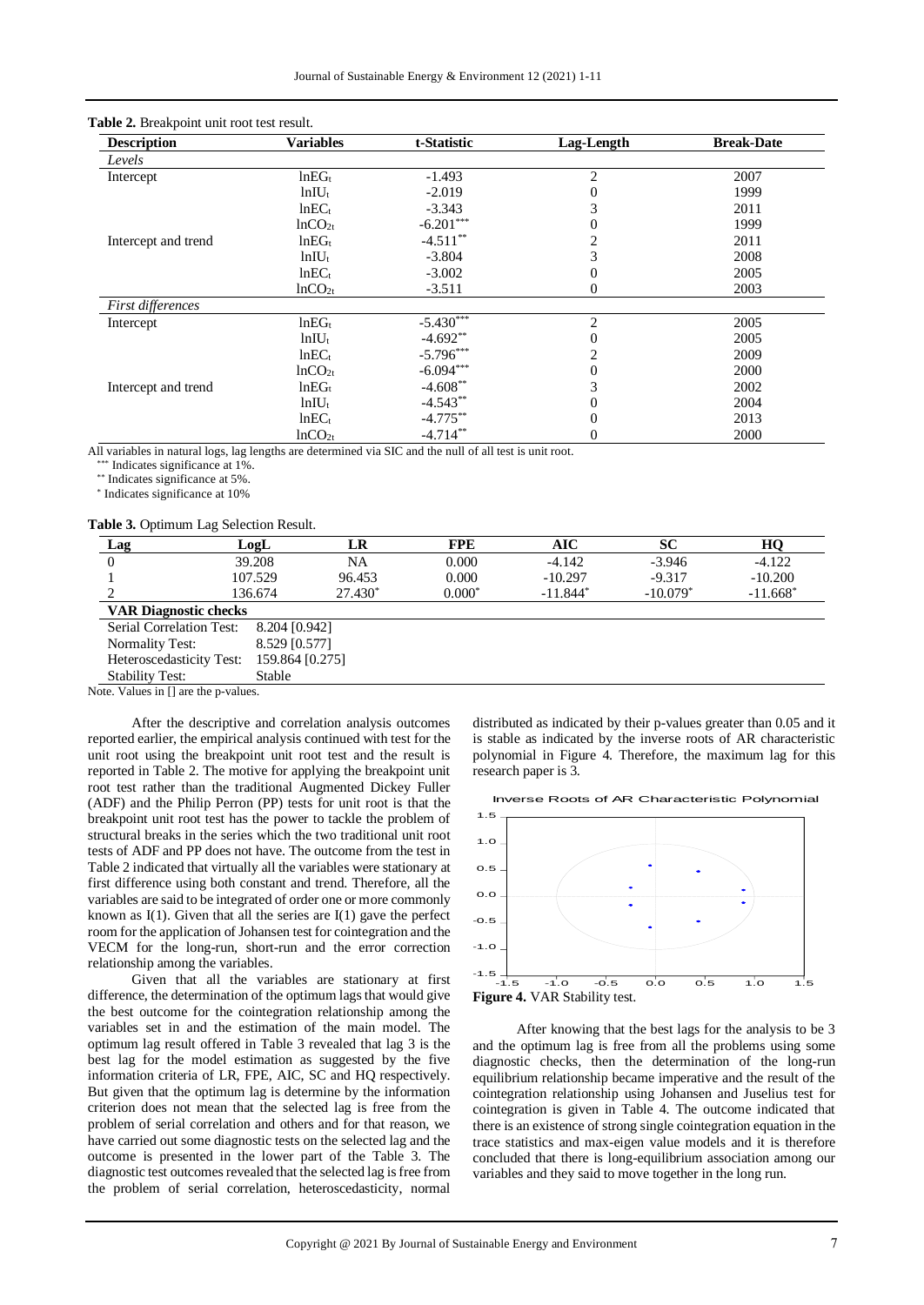**Table 2.** Breakpoint unit root test result.

| Description | Variables | t-Statistic | Lag-Length | Break-Date |
|---|---|---|---|---|
| *Levels* | | | | |
| Intercept | $\ln EG_t$ | -1.493 | 2 | 2007 |
| | $\ln IU_t$ | -2.019 | 0 | 1999 |
| | $\ln EC_t$ | -3.343 | 3 | 2011 |
| | $\ln CO_{2t}$ | $-6.201^{***}$ | 0 | 1999 |
| Intercept and trend | $\ln EG_t$ | $-4.511^{**}$ | 2 | 2011 |
| | $\ln IU_t$ | -3.804 | 3 | 2008 |
| | $\ln EC_t$ | -3.002 | 0 | 2005 |
| | $\ln CO_{2t}$ | -3.511 | 0 | 2003 |
| *First differences* | | | | |
| Intercept | $\ln EG_t$ | $-5.430^{***}$ | 2 | 2005 |
| | $\ln IU_t$ | $-4.692^{**}$ | 0 | 2005 |
| | $\ln EC_t$ | $-5.796^{***}$ | 2 | 2009 |
| | $\ln CO_{2t}$ | $-6.094^{***}$ | 0 | 2000 |
| Intercept and trend | $\ln EG_t$ | $-4.608^{**}$ | 3 | 2002 |
| | $\ln IU_t$ | $-4.543^{**}$ | 0 | 2004 |
| | $\ln EC_t$ | $-4.775^{**}$ | 0 | 2013 |
| | $\ln CO_{2t}$ | $-4.714^{**}$ | 0 | 2000 |

All variables in natural logs, lag lengths are determined via SIC and the null of all test is unit root.
*** Indicates significance at 1%.
** Indicates significance at 5%.
* Indicates significance at 10%

**Table 3.** Optimum Lag Selection Result.

| Lag | LogL | LR | FPE | AIC | SC | HQ |
|---|---|---|---|---|---|---|
| 0 | 39.208 | NA | 0.000 | -4.142 | -3.946 | -4.122 |
| 1 | 107.529 | 96.453 | 0.000 | -10.297 | -9.317 | -10.200 |
| 2 | 136.674 | $27.430^{*}$ | $0.000^{*}$ | $-11.844^{*}$ | $-10.079^{*}$ | $-11.668^{*}$ |
| **VAR Diagnostic checks** | | | | | | |
| Serial Correlation Test: | 8.204 [0.942] | | | | | |
| Normality Test: | 8.529 [0.577] | | | | | |
| Heteroscedasticity Test: | 159.864 [0.275] | | | | | |
| Stability Test: | Stable | | | | | |

Note. Values in [] are the p-values.

After the descriptive and correlation analysis outcomes reported earlier, the empirical analysis continued with test for the unit root using the breakpoint unit root test and the result is reported in Table 2. The motive for applying the breakpoint unit root test rather than the traditional Augmented Dickey Fuller (ADF) and the Philip Perron (PP) tests for unit root is that the breakpoint unit root test has the power to tackle the problem of structural breaks in the series which the two traditional unit root tests of ADF and PP does not have. The outcome from the test in Table 2 indicated that virtually all the variables were stationary at first difference using both constant and trend. Therefore, all the variables are said to be integrated of order one or more commonly known as I(1). Given that all the series are I(1) gave the perfect room for the application of Johansen test for cointegration and the VECM for the long-run, short-run and the error correction relationship among the variables.

Given that all the variables are stationary at first difference, the determination of the optimum lags that would give the best outcome for the cointegration relationship among the variables set in and the estimation of the main model. The optimum lag result offered in Table 3 revealed that lag 3 is the best lag for the model estimation as suggested by the five information criteria of LR, FPE, AIC, SC and HQ respectively. But given that the optimum lag is determine by the information criterion does not mean that the selected lag is free from the problem of serial correlation and others and for that reason, we have carried out some diagnostic tests on the selected lag and the outcome is presented in the lower part of the Table 3. The diagnostic test outcomes revealed that the selected lag is free from the problem of serial correlation, heteroscedasticity, normal distributed as indicated by their p-values greater than 0.05 and it is stable as indicated by the inverse roots of AR characteristic polynomial in Figure 4. Therefore, the maximum lag for this research paper is 3.

Inverse Roots of AR Characteristic Polynomial

1.5
1.0
0.5
0.0
-0.5
-1.0
-1.5
-1.5 -1.0 -0.5 0.0 0.5 1.0 1.5

**Figure 4.** VAR Stability test.

After knowing that the best lags for the analysis to be 3 and the optimum lag is free from all the problems using some diagnostic checks, then the determination of the long-run equilibrium relationship became imperative and the result of the cointegration relationship using Johansen and Juselius test for cointegration is given in Table 4. The outcome indicated that there is an existence of strong single cointegration equation in the trace statistics and max-eigen value models and it is therefore concluded that there is long-equilibrium association among our variables and they said to move together in the long run.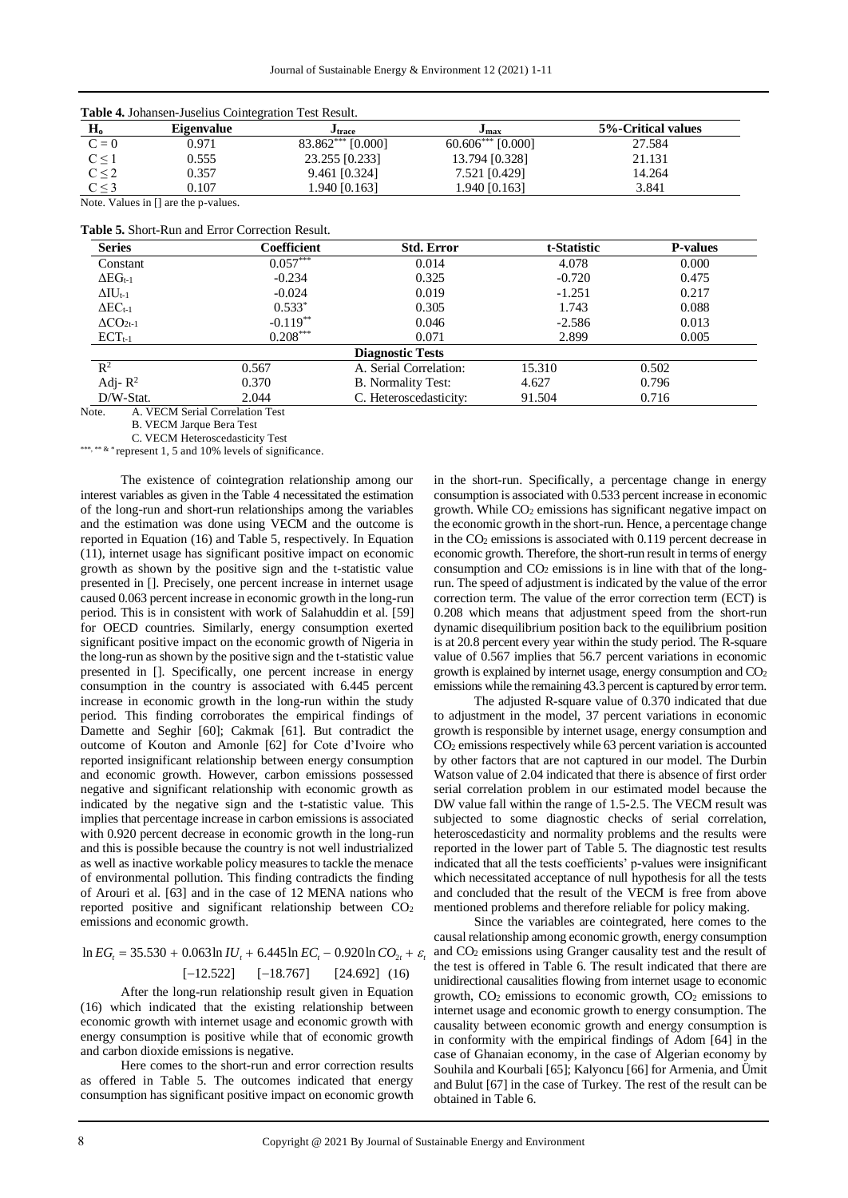**Table 4.** Johansen-Juselius Cointegration Test Result.

| $H_o$ | Eigenvalue | $J_{trace}$ | $J_{max}$ | 5%-Critical values |
|---|---|---|---|---|
| $C = 0$ | 0.971 | 83.862*** [0.000] | 60.606*** [0.000] | 27.584 |
| $C \leq 1$ | 0.555 | 23.255 [0.233] | 13.794 [0.328] | 21.131 |
| $C \leq 2$ | 0.357 | 9.461 [0.324] | 7.521 [0.429] | 14.264 |
| $C \leq 3$ | 0.107 | 1.940 [0.163] | 1.940 [0.163] | 3.841 |

Note. Values in [] are the p-values.

**Table 5.** Short-Run and Error Correction Result.

| Series | Coefficient | Std. Error | t-Statistic | P-values |
|---|---|---|---|---|
| Constant | 0.057*** | 0.014 | 4.078 | 0.000 |
| $\Delta EG_{t-1}$ | -0.234 | 0.325 | -0.720 | 0.475 |
| $\Delta IU_{t-1}$ | -0.024 | 0.019 | -1.251 | 0.217 |
| $\Delta EC_{t-1}$ | 0.533* | 0.305 | 1.743 | 0.088 |
| $\Delta CO_{2t-1}$ | -0.119** | 0.046 | -2.586 | 0.013 |
| $ECT_{t-1}$ | 0.208*** | 0.071 | 2.899 | 0.005 |
| | | **Diagnostic Tests** | | |
| $R^2$ | 0.567 | A. Serial Correlation: | 15.310 | 0.502 |
| Adj- $R^2$ | 0.370 | B. Normality Test: | 4.627 | 0.796 |
| D/W-Stat. | 2.044 | C. Heteroscedasticity: | 91.504 | 0.716 |

Note. A. VECM Serial Correlation Test
B. VECM Jarque Bera Test
C. VECM Heteroscedasticity Test
***, ** & * represent 1, 5 and 10% levels of significance.

The existence of cointegration relationship among our interest variables as given in the Table 4 necessitated the estimation of the long-run and short-run relationships among the variables and the estimation was done using VECM and the outcome is reported in Equation (16) and Table 5, respectively. In Equation (11), internet usage has significant positive impact on economic growth as shown by the positive sign and the t-statistic value presented in []. Precisely, one percent increase in internet usage caused 0.063 percent increase in economic growth in the long-run period. This is in consistent with work of Salahuddin et al. [59] for OECD countries. Similarly, energy consumption exerted significant positive impact on the economic growth of Nigeria in the long-run as shown by the positive sign and the t-statistic value presented in []. Specifically, one percent increase in energy consumption in the country is associated with 6.445 percent increase in economic growth in the long-run within the study period. This finding corroborates the empirical findings of Damette and Seghir [60]; Cakmak [61]. But contradict the outcome of Kouton and Amonle [62] for Cote d'Ivoire who reported insignificant relationship between energy consumption and economic growth. However, carbon emissions possessed negative and significant relationship with economic growth as indicated by the negative sign and the t-statistic value. This implies that percentage increase in carbon emissions is associated with 0.920 percent decrease in economic growth in the long-run and this is possible because the country is not well industrialized as well as inactive workable policy measures to tackle the menace of environmental pollution. This finding contradicts the finding of Arouri et al. [63] and in the case of 12 MENA nations who reported positive and significant relationship between $CO_2$ emissions and economic growth.

$$\ln EG_t = 35.530 + 0.063\ln IU_t + 6.445\ln EC_t - 0.920\ln CO_{2t} + \varepsilon_t$$
$$[-12.522] \quad [-18.767] \quad [24.692] \quad (16)$$

After the long-run relationship result given in Equation (16) which indicated that the existing relationship between economic growth with internet usage and economic growth with energy consumption is positive while that of economic growth and carbon dioxide emissions is negative.

Here comes to the short-run and error correction results as offered in Table 5. The outcomes indicated that energy consumption has significant positive impact on economic growth in the short-run. Specifically, a percentage change in energy consumption is associated with 0.533 percent increase in economic growth. While $CO_2$ emissions has significant negative impact on the economic growth in the short-run. Hence, a percentage change in the $CO_2$ emissions is associated with 0.119 percent decrease in economic growth. Therefore, the short-run result in terms of energy consumption and $CO_2$ emissions is in line with that of the long-run. The speed of adjustment is indicated by the value of the error correction term. The value of the error correction term (ECT) is 0.208 which means that adjustment speed from the short-run dynamic disequilibrium position back to the equilibrium position is at 20.8 percent every year within the study period. The R-square value of 0.567 implies that 56.7 percent variations in economic growth is explained by internet usage, energy consumption and $CO_2$ emissions while the remaining 43.3 percent is captured by error term.

The adjusted R-square value of 0.370 indicated that due to adjustment in the model, 37 percent variations in economic growth is responsible by internet usage, energy consumption and $CO_2$ emissions respectively while 63 percent variation is accounted by other factors that are not captured in our model. The Durbin Watson value of 2.04 indicated that there is absence of first order serial correlation problem in our estimated model because the DW value fall within the range of 1.5-2.5. The VECM result was subjected to some diagnostic checks of serial correlation, heteroscedasticity and normality problems and the results were reported in the lower part of Table 5. The diagnostic test results indicated that all the tests coefficients' p-values were insignificant which necessitated acceptance of null hypothesis for all the tests and concluded that the result of the VECM is free from above mentioned problems and therefore reliable for policy making.

Since the variables are cointegrated, here comes to the causal relationship among economic growth, energy consumption and $CO_2$ emissions using Granger causality test and the result of the test is offered in Table 6. The result indicated that there are unidirectional causalities flowing from internet usage to economic growth, $CO_2$ emissions to economic growth, $CO_2$ emissions to internet usage and economic growth to energy consumption. The causality between economic growth and energy consumption is in conformity with the empirical findings of Adom [64] in the case of Ghanaian economy, in the case of Algerian economy by Souhila and Kourbali [65]; Kalyoncu [66] for Armenia, and Ümit and Bulut [67] in the case of Turkey. The rest of the result can be obtained in Table 6.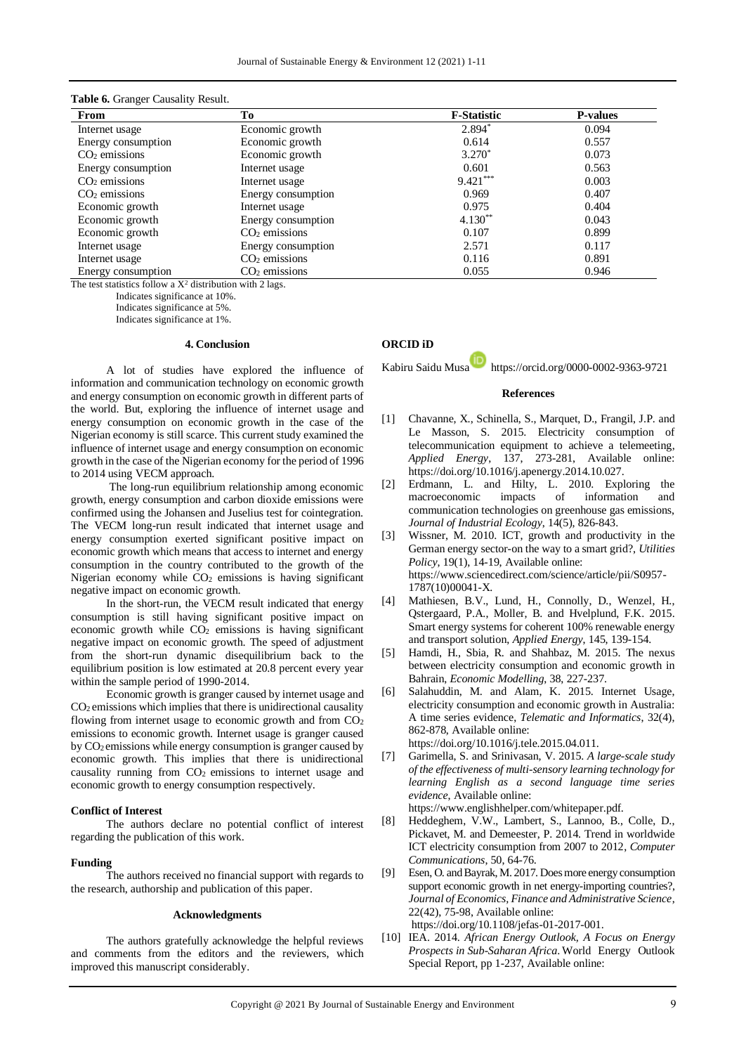**Table 6.** Granger Causality Result.

| From | To | F-Statistic | P-values |
|---|---|---|---|
| Internet usage | Economic growth | 2.894* | 0.094 |
| Energy consumption | Economic growth | 0.614 | 0.557 |
| $CO_2$ emissions | Economic growth | 3.270* | 0.073 |
| Energy consumption | Internet usage | 0.601 | 0.563 |
| $CO_2$ emissions | Internet usage | 9.421*** | 0.003 |
| $CO_2$ emissions | Energy consumption | 0.969 | 0.407 |
| Economic growth | Internet usage | 0.975 | 0.404 |
| Economic growth | Energy consumption | 4.130** | 0.043 |
| Economic growth | $CO_2$ emissions | 0.107 | 0.899 |
| Internet usage | Energy consumption | 2.571 | 0.117 |
| Internet usage | $CO_2$ emissions | 0.116 | 0.891 |
| Energy consumption | $CO_2$ emissions | 0.055 | 0.946 |

The test statistics follow a $X^2$ distribution with 2 lags.

Indicates significance at 10%.

Indicates significance at 5%.

Indicates significance at 1%.

## 4. Conclusion

A lot of studies have explored the influence of information and communication technology on economic growth and energy consumption on economic growth in different parts of the world. But, exploring the influence of internet usage and energy consumption on economic growth in the case of the Nigerian economy is still scarce. This current study examined the influence of internet usage and energy consumption on economic growth in the case of the Nigerian economy for the period of 1996 to 2014 using VECM approach.

The long-run equilibrium relationship among economic growth, energy consumption and carbon dioxide emissions were confirmed using the Johansen and Juselius test for cointegration. The VECM long-run result indicated that internet usage and energy consumption exerted significant positive impact on economic growth which means that access to internet and energy consumption in the country contributed to the growth of the Nigerian economy while $CO_2$ emissions is having significant negative impact on economic growth.

In the short-run, the VECM result indicated that energy consumption is still having significant positive impact on economic growth while $CO_2$ emissions is having significant negative impact on economic growth. The speed of adjustment from the short-run dynamic disequilibrium back to the equilibrium position is low estimated at 20.8 percent every year within the sample period of 1990-2014.

Economic growth is granger caused by internet usage and $CO_2$ emissions which implies that there is unidirectional causality flowing from internet usage to economic growth and from $CO_2$ emissions to economic growth. Internet usage is granger caused by $CO_2$ emissions while energy consumption is granger caused by economic growth. This implies that there is unidirectional causality running from $CO_2$ emissions to internet usage and economic growth to energy consumption respectively.

### Conflict of Interest

The authors declare no potential conflict of interest regarding the publication of this work.

### Funding

The authors received no financial support with regards to the research, authorship and publication of this paper.

### Acknowledgments

The authors gratefully acknowledge the helpful reviews and comments from the editors and the reviewers, which improved this manuscript considerably.

### ORCID iD

Kabiru Saidu Musa https://orcid.org/0000-0002-9363-9721

## References

[1] Chavanne, X., Schinella, S., Marquet, D., Frangil, J.P. and Le Masson, S. 2015. Electricity consumption of telecommunication equipment to achieve a telemeeting, *Applied Energy*, 137, 273-281, Available online: https://doi.org/10.1016/j.apenergy.2014.10.027.

[2] Erdmann, L. and Hilty, L. 2010. Exploring the macroeconomic impacts of information and communication technologies on greenhouse gas emissions, *Journal of Industrial Ecology*, 14(5), 826-843.

[3] Wissner, M. 2010. ICT, growth and productivity in the German energy sector-on the way to a smart grid?, *Utilities Policy*, 19(1), 14-19, Available online: https://www.sciencedirect.com/science/article/pii/S0957-1787(10)00041-X.

[4] Mathiesen, B.V., Lund, H., Connolly, D., Wenzel, H., Qstergaard, P.A., Moller, B. and Hvelplund, F.K. 2015. Smart energy systems for coherent 100% renewable energy and transport solution, *Applied Energy*, 145, 139-154.

[5] Hamdi, H., Sbia, R. and Shahbaz, M. 2015. The nexus between electricity consumption and economic growth in Bahrain, *Economic Modelling*, 38, 227-237.

[6] Salahuddin, M. and Alam, K. 2015. Internet Usage, electricity consumption and economic growth in Australia: A time series evidence, *Telematic and Informatics*, 32(4), 862-878, Available online: https://doi.org/10.1016/j.tele.2015.04.011.

[7] Garimella, S. and Srinivasan, V. 2015. *A large-scale study of the effectiveness of multi-sensory learning technology for learning English as a second language time series evidence*, Available online: https://www.englishhelper.com/whitepaper.pdf.

[8] Heddeghem, V.W., Lambert, S., Lannoo, B., Colle, D., Pickavet, M. and Demeester, P. 2014. Trend in worldwide ICT electricity consumption from 2007 to 2012, *Computer Communications*, 50, 64-76.

[9] Esen, O. and Bayrak, M. 2017. Does more energy consumption support economic growth in net energy-importing countries?, *Journal of Economics, Finance and Administrative Science*, 22(42), 75-98, Available online: https://doi.org/10.1108/jefas-01-2017-001.

[10] IEA. 2014. *African Energy Outlook, A Focus on Energy Prospects in Sub-Saharan Africa*. World Energy Outlook Special Report, pp 1-237, Available online: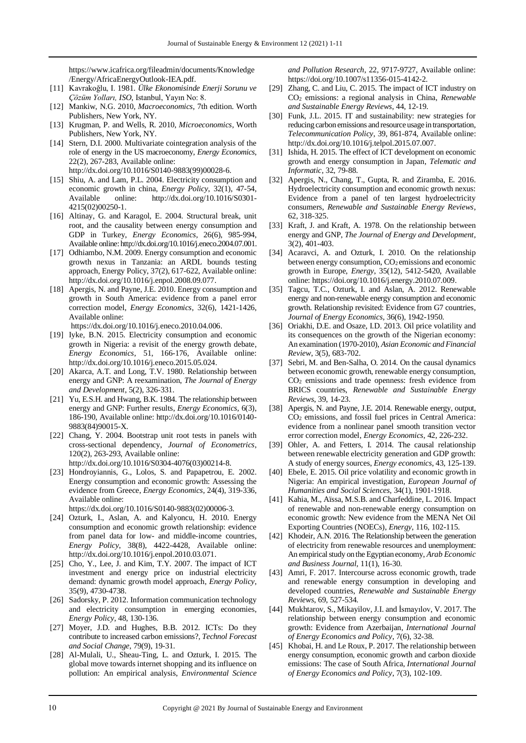https://www.icafrica.org/fileadmin/documents/Knowledge/Energy/AfricaEnergyOutlook-IEA.pdf.

[11] Kavrakoğlu, I. 1981. *Ülke Ekonomisinde Enerji Sorunu ve Çözüm Yolları, ISO*, Istanbul, Yayın No: 8.

[12] Mankiw, N.G. 2010, *Macroeconomics*, 7th edition. Worth Publishers, New York, NY.

[13] Krugman, P. and Wells, R. 2010, *Microeconomics*, Worth Publishers, New York, NY.

[14] Stern, D.I. 2000. Multivariate cointegration analysis of the role of energy in the US macroeconomy, *Energy Economics*, 22(2), 267-283, Available online: http://dx.doi.org/10.1016/S0140-9883(99)00028-6.

[15] Shiu, A. and Lam, P.L. 2004. Electricity consumption and economic growth in china, *Energy Policy*, 32(1), 47-54, Available online: http://dx.doi.org/10.1016/S0301-4215(02)00250-1.

[16] Altinay, G. and Karagol, E. 2004. Structural break, unit root, and the causality between energy consumption and GDP in Turkey, *Energy Economics*, 26(6), 985-994, Available online: http://dx.doi.org/10.1016/j.eneco.2004.07.001.

[17] Odhiambo, N.M. 2009. Energy consumption and economic growth nexus in Tanzania: an ARDL bounds testing approach, Energy Policy, 37(2), 617-622, Available online: http://dx.doi.org/10.1016/j.enpol.2008.09.077.

[18] Apergis, N. and Payne, J.E. 2010. Energy consumption and growth in South America: evidence from a panel error correction model, *Energy Economics*, 32(6), 1421-1426, Available online: https://dx.doi.org/10.1016/j.eneco.2010.04.006.

[19] Iyke, B.N. 2015. Electricity consumption and economic growth in Nigeria: a revisit of the energy growth debate, *Energy Economics*, 51, 166-176, Available online: http://dx.doi.org/10.1016/j.eneco.2015.05.024.

[20] Akarca, A.T. and Long, T.V. 1980. Relationship between energy and GNP: A reexamination, *The Journal of Energy and Development*, 5(2), 326-331.

[21] Yu, E.S.H. and Hwang, B.K. 1984. The relationship between energy and GNP: Further results, *Energy Economics*, 6(3), 186-190, Available online: http://dx.doi.org/10.1016/0140-9883(84)90015-X.

[22] Chang, Y. 2004. Bootstrap unit root tests in panels with cross-sectional dependency, *Journal of Econometrics*, 120(2), 263-293, Available online: http://dx.doi.org/10.1016/S0304-4076(03)00214-8.

[23] Hondroyiannis, G., Lolos, S. and Papapetrou, E. 2002. Energy consumption and economic growth: Assessing the evidence from Greece, *Energy Economics*, 24(4), 319-336, Available online: https://dx.doi.org/10.1016/S0140-9883(02)00006-3.

[24] Ozturk, I., Aslan, A. and Kalyoncu, H. 2010. Energy consumption and economic growth relationship: evidence from panel data for low- and middle-income countries, *Energy Policy*, 38(8), 4422-4428, Available online: http://dx.doi.org/10.1016/j.enpol.2010.03.071.

[25] Cho, Y., Lee, J. and Kim, T.Y. 2007. The impact of ICT investment and energy price on industrial electricity demand: dynamic growth model approach, *Energy Policy*, 35(9), 4730-4738.

[26] Sadorsky, P. 2012. Information communication technology and electricity consumption in emerging economies, *Energy Policy*, 48, 130-136.

[27] Moyer, J.D. and Hughes, B.B. 2012. ICTs: Do they contribute to increased carbon emissions?, *Technol Forecast and Social Change*, 79(9), 19-31.

[28] Al-Mulali, U., Sheau-Ting, L. and Ozturk, I. 2015. The global move towards internet shopping and its influence on pollution: An empirical analysis, *Environmental Science and Pollution Research*, 22, 9717-9727, Available online: https://doi.org/10.1007/s11356-015-4142-2.

[29] Zhang, C. and Liu, C. 2015. The impact of ICT industry on $CO_2$ emissions: a regional analysis in China, *Renewable and Sustainable Energy Reviews*, 44, 12-19.

[30] Funk, J.L. 2015. IT and sustainability: new strategies for reducing carbon emissions and resource usage in transportation, *Telecommunication Policy*, 39, 861-874, Available online: http://dx.doi.org/10.1016/j.telpol.2015.07.007.

[31] Ishida, H. 2015. The effect of ICT development on economic growth and energy consumption in Japan, *Telematic and Informatic*, 32, 79-88.

[32] Apergis, N., Chang, T., Gupta, R. and Ziramba, E. 2016. Hydroelectricity consumption and economic growth nexus: Evidence from a panel of ten largest hydroelectricity consumers, *Renewable and Sustainable Energy Reviews*, 62, 318-325.

[33] Kraft, J. and Kraft, A. 1978. On the relationship between energy and GNP, *The Journal of Energy and Development*, 3(2), 401-403.

[34] Acaravci, A. and Ozturk, I. 2010. On the relationship between energy consumption, $CO_2$ emissions and economic growth in Europe, *Energy*, 35(12), 5412-5420, Available online: https://doi.org/10.1016/j.energy.2010.07.009.

[35] Tagcu, T.C., Ozturk, I. and Aslan, A. 2012. Renewable energy and non-renewable energy consumption and economic growth. Relationship revisited: Evidence from G7 countries, *Journal of Energy Economics*, 36(6), 1942-1950.

[36] Oriakhi, D.E. and Osaze, I.D. 2013. Oil price volatility and its consequences on the growth of the Nigerian economy: An examination (1970-2010), *Asian Economic and Financial Review*, 3(5), 683-702.

[37] Sebri, M. and Ben-Salha, O. 2014. On the causal dynamics between economic growth, renewable energy consumption, $CO_2$ emissions and trade openness: fresh evidence from BRICS countries, *Renewable and Sustainable Energy Reviews*, 39, 14-23.

[38] Apergis, N. and Payne, J.E. 2014. Renewable energy, output, $CO_2$ emissions, and fossil fuel prices in Central America: evidence from a nonlinear panel smooth transition vector error correction model, *Energy Economics*, 42, 226-232.

[39] Ohler, A. and Fetters, I. 2014. The causal relationship between renewable electricity generation and GDP growth: A study of energy sources, *Energy economics*, 43, 125-139.

[40] Ebele, E. 2015. Oil price volatility and economic growth in Nigeria: An empirical investigation, *European Journal of Humanities and Social Sciences*, 34(1), 1901-1918.

[41] Kahia, M., Aïssa, M.S.B. and Charfeddine, L. 2016. Impact of renewable and non-renewable energy consumption on economic growth: New evidence from the MENA Net Oil Exporting Countries (NOECs), *Energy*, 116, 102-115.

[42] Khodeir, A.N. 2016. The Relationship between the generation of electricity from renewable resources and unemployment: An empirical study on the Egyptian economy, *Arab Economic and Business Journal*, 11(1), 16-30.

[43] Amri, F. 2017. Intercourse across economic growth, trade and renewable energy consumption in developing and developed countries, *Renewable and Sustainable Energy Reviews*, 69, 527-534.

[44] Mukhtarov, S., Mikayilov, J.I. and İsmayılov, V. 2017. The relationship between energy consumption and economic growth: Evidence from Azerbaijan, *International Journal of Energy Economics and Policy*, 7(6), 32-38.

[45] Khobai, H. and Le Roux, P. 2017. The relationship between energy consumption, economic growth and carbon dioxide emissions: The case of South Africa, *International Journal of Energy Economics and Policy*, 7(3), 102-109.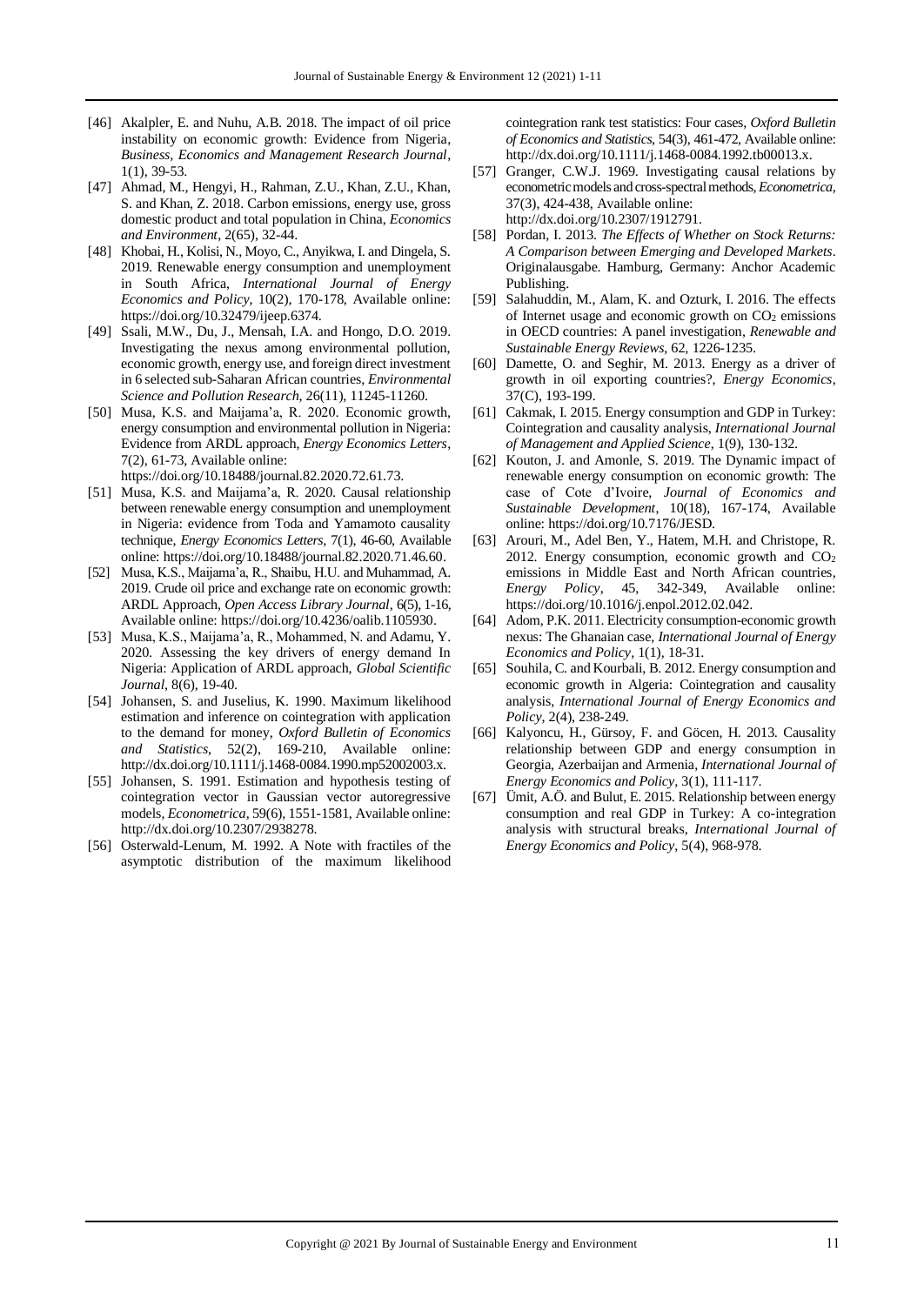- [46] Akalpler, E. and Nuhu, A.B. 2018. The impact of oil price instability on economic growth: Evidence from Nigeria, *Business, Economics and Management Research Journal*, 1(1), 39-53.
- [47] Ahmad, M., Hengyi, H., Rahman, Z.U., Khan, Z.U., Khan, S. and Khan, Z. 2018. Carbon emissions, energy use, gross domestic product and total population in China, *Economics and Environment*, 2(65), 32-44.
- [48] Khobai, H., Kolisi, N., Moyo, C., Anyikwa, I. and Dingela, S. 2019. Renewable energy consumption and unemployment in South Africa, *International Journal of Energy Economics and Policy*, 10(2), 170-178, Available online: https://doi.org/10.32479/ijeep.6374.
- [49] Ssali, M.W., Du, J., Mensah, I.A. and Hongo, D.O. 2019. Investigating the nexus among environmental pollution, economic growth, energy use, and foreign direct investment in 6 selected sub-Saharan African countries, *Environmental Science and Pollution Research*, 26(11), 11245-11260.
- [50] Musa, K.S. and Maijama'a, R. 2020. Economic growth, energy consumption and environmental pollution in Nigeria: Evidence from ARDL approach, *Energy Economics Letters*, 7(2), 61-73, Available online: https://doi.org/10.18488/journal.82.2020.72.61.73.
- [51] Musa, K.S. and Maijama'a, R. 2020. Causal relationship between renewable energy consumption and unemployment in Nigeria: evidence from Toda and Yamamoto causality technique, *Energy Economics Letters*, 7(1), 46-60, Available online: https://doi.org/10.18488/journal.82.2020.71.46.60.
- [52] Musa, K.S., Maijama'a, R., Shaibu, H.U. and Muhammad, A. 2019. Crude oil price and exchange rate on economic growth: ARDL Approach, *Open Access Library Journal*, 6(5), 1-16, Available online: https://doi.org/10.4236/oalib.1105930.
- [53] Musa, K.S., Maijama'a, R., Mohammed, N. and Adamu, Y. 2020. Assessing the key drivers of energy demand In Nigeria: Application of ARDL approach, *Global Scientific Journal*, 8(6), 19-40.
- [54] Johansen, S. and Juselius, K. 1990. Maximum likelihood estimation and inference on cointegration with application to the demand for money, *Oxford Bulletin of Economics and Statistics*, 52(2), 169-210, Available online: http://dx.doi.org/10.1111/j.1468-0084.1990.mp52002003.x.
- [55] Johansen, S. 1991. Estimation and hypothesis testing of cointegration vector in Gaussian vector autoregressive models, *Econometrica*, 59(6), 1551-1581, Available online: http://dx.doi.org/10.2307/2938278.
- [56] Osterwald-Lenum, M. 1992. A Note with fractiles of the asymptotic distribution of the maximum likelihood cointegration rank test statistics: Four cases, *Oxford Bulletin of Economics and Statistics*, 54(3), 461-472, Available online: http://dx.doi.org/10.1111/j.1468-0084.1992.tb00013.x.
- [57] Granger, C.W.J. 1969. Investigating causal relations by econometric models and cross-spectral methods, *Econometrica*, 37(3), 424-438, Available online: http://dx.doi.org/10.2307/1912791.
- [58] Pordan, I. 2013. *The Effects of Whether on Stock Returns: A Comparison between Emerging and Developed Markets*. Originalausgabe. Hamburg, Germany: Anchor Academic Publishing.
- [59] Salahuddin, M., Alam, K. and Ozturk, I. 2016. The effects of Internet usage and economic growth on $CO_2$ emissions in OECD countries: A panel investigation, *Renewable and Sustainable Energy Reviews*, 62, 1226-1235.
- [60] Damette, O. and Seghir, M. 2013. Energy as a driver of growth in oil exporting countries?, *Energy Economics*, 37(C), 193-199.
- [61] Cakmak, I. 2015. Energy consumption and GDP in Turkey: Cointegration and causality analysis, *International Journal of Management and Applied Science*, 1(9), 130-132.
- [62] Kouton, J. and Amonle, S. 2019. The Dynamic impact of renewable energy consumption on economic growth: The case of Cote d'Ivoire, *Journal of Economics and Sustainable Development*, 10(18), 167-174, Available online: https://doi.org/10.7176/JESD.
- [63] Arouri, M., Adel Ben, Y., Hatem, M.H. and Christope, R. 2012. Energy consumption, economic growth and $CO_2$ emissions in Middle East and North African countries, *Energy Policy*, 45, 342-349, Available online: https://doi.org/10.1016/j.enpol.2012.02.042.
- [64] Adom, P.K. 2011. Electricity consumption-economic growth nexus: The Ghanaian case, *International Journal of Energy Economics and Policy*, 1(1), 18-31.
- [65] Souhila, C. and Kourbali, B. 2012. Energy consumption and economic growth in Algeria: Cointegration and causality analysis, *International Journal of Energy Economics and Policy*, 2(4), 238-249.
- [66] Kalyoncu, H., Gürsoy, F. and Göcen, H. 2013. Causality relationship between GDP and energy consumption in Georgia, Azerbaijan and Armenia, *International Journal of Energy Economics and Policy*, 3(1), 111-117.
- [67] Ümit, A.Ö. and Bulut, E. 2015. Relationship between energy consumption and real GDP in Turkey: A co-integration analysis with structural breaks, *International Journal of Energy Economics and Policy*, 5(4), 968-978.